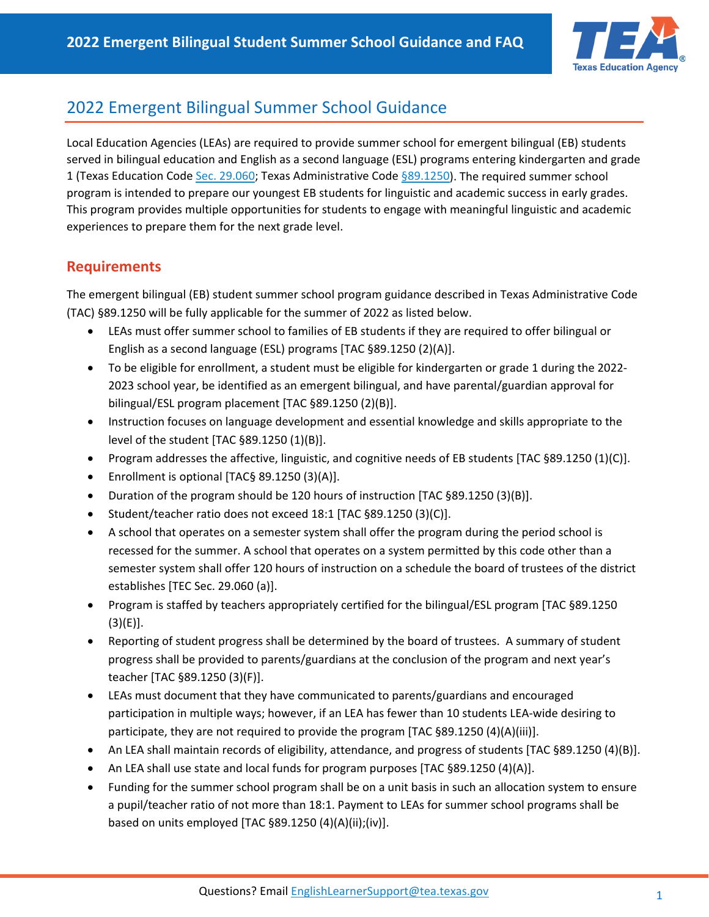# 2022 Emergent Bilingual Summer School Guidance

Local Education Agencies (LEAs) are required to provide summer school for emergent bilingual (EB) students served in bilingual education and English as a second language (ESL) programs entering kindergarten and grade 1 (Texas Education Code [Sec. 29.060](); Texas Administrative Code [§89.1250]()). The required summer school program is intended to prepare our youngest EB students for linguistic and academic success in early grades. This program provides multiple opportunities for students to engage with meaningful linguistic and academic experiences to prepare them for the next grade level.

## Requirements

The emergent bilingual (EB) student summer school program guidance described in Texas Administrative Code (TAC) §89.1250 will be fully applicable for the summer of 2022 as listed below.

- LEAs must offer summer school to families of EB students if they are required to offer bilingual or English as a second language (ESL) programs [TAC §89.1250 (2)(A)].
- To be eligible for enrollment, a student must be eligible for kindergarten or grade 1 during the 2022-2023 school year, be identified as an emergent bilingual, and have parental/guardian approval for bilingual/ESL program placement [TAC §89.1250 (2)(B)].
- Instruction focuses on language development and essential knowledge and skills appropriate to the level of the student [TAC §89.1250 (1)(B)].
- Program addresses the affective, linguistic, and cognitive needs of EB students [TAC §89.1250 (1)(C)].
- Enrollment is optional [TAC§ 89.1250 (3)(A)].
- Duration of the program should be 120 hours of instruction [TAC §89.1250 (3)(B)].
- Student/teacher ratio does not exceed 18:1 [TAC §89.1250 (3)(C)].
- A school that operates on a semester system shall offer the program during the period school is recessed for the summer. A school that operates on a system permitted by this code other than a semester system shall offer 120 hours of instruction on a schedule the board of trustees of the district establishes [TEC Sec. 29.060 (a)].
- Program is staffed by teachers appropriately certified for the bilingual/ESL program [TAC §89.1250 (3)(E)].
- Reporting of student progress shall be determined by the board of trustees. A summary of student progress shall be provided to parents/guardians at the conclusion of the program and next year's teacher [TAC §89.1250 (3)(F)].
- LEAs must document that they have communicated to parents/guardians and encouraged participation in multiple ways; however, if an LEA has fewer than 10 students LEA-wide desiring to participate, they are not required to provide the program [TAC §89.1250 (4)(A)(iii)].
- An LEA shall maintain records of eligibility, attendance, and progress of students [TAC §89.1250 (4)(B)].
- An LEA shall use state and local funds for program purposes [TAC §89.1250 (4)(A)].
- Funding for the summer school program shall be on a unit basis in such an allocation system to ensure a pupil/teacher ratio of not more than 18:1. Payment to LEAs for summer school programs shall be based on units employed [TAC §89.1250 (4)(A)(ii);(iv)].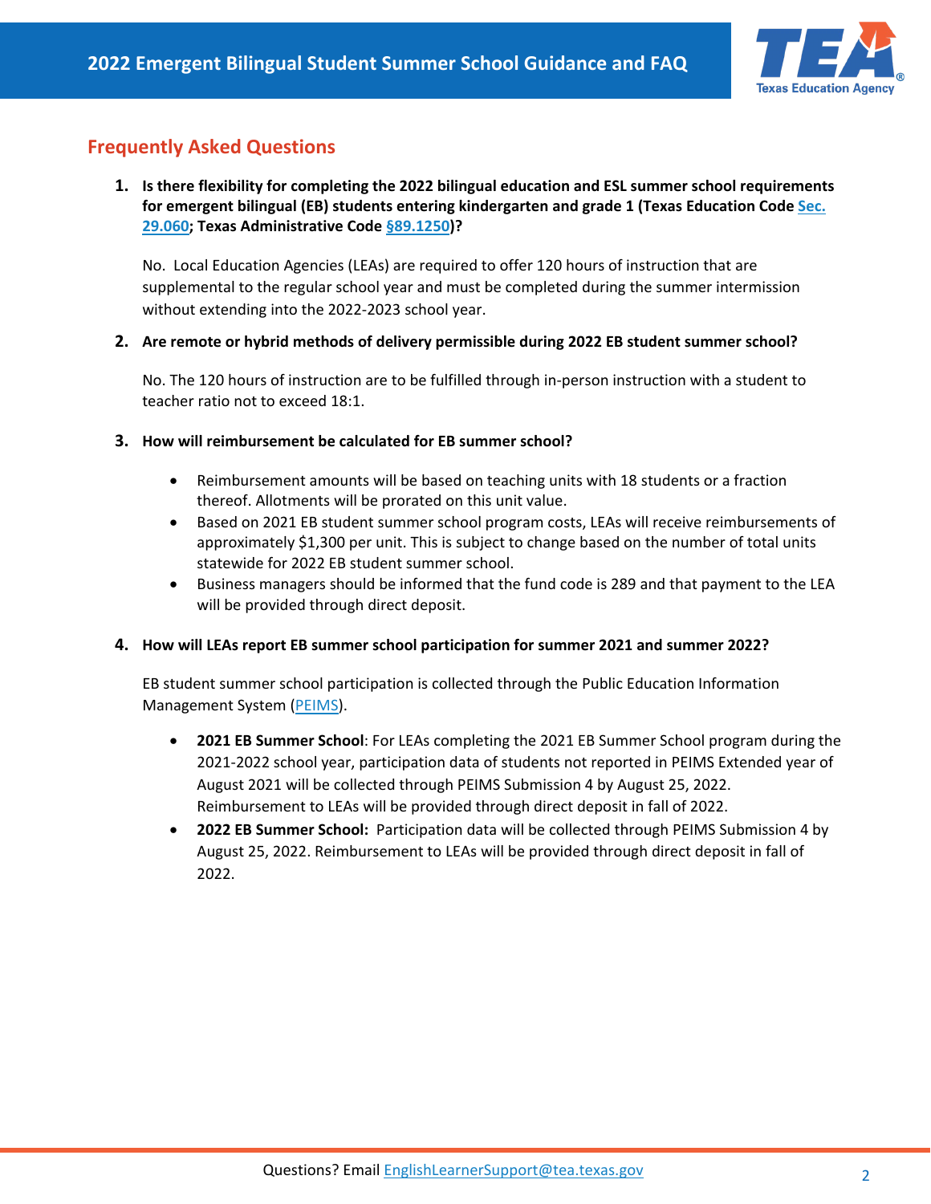## Frequently Asked Questions

1. **Is there flexibility for completing the 2022 bilingual education and ESL summer school requirements for emergent bilingual (EB) students entering kindergarten and grade 1 (Texas Education Code [Sec. 29.060](); Texas Administrative Code [§89.1250]())?**

   No. Local Education Agencies (LEAs) are required to offer 120 hours of instruction that are supplemental to the regular school year and must be completed during the summer intermission without extending into the 2022-2023 school year.

2. **Are remote or hybrid methods of delivery permissible during 2022 EB student summer school?**

   No. The 120 hours of instruction are to be fulfilled through in-person instruction with a student to teacher ratio not to exceed 18:1.

3. **How will reimbursement be calculated for EB summer school?**

   - Reimbursement amounts will be based on teaching units with 18 students or a fraction thereof. Allotments will be prorated on this unit value.
   - Based on 2021 EB student summer school program costs, LEAs will receive reimbursements of approximately $1,300 per unit. This is subject to change based on the number of total units statewide for 2022 EB student summer school.
   - Business managers should be informed that the fund code is 289 and that payment to the LEA will be provided through direct deposit.

4. **How will LEAs report EB summer school participation for summer 2021 and summer 2022?**

   EB student summer school participation is collected through the Public Education Information Management System ([PEIMS]()).

   - **2021 EB Summer School**: For LEAs completing the 2021 EB Summer School program during the 2021-2022 school year, participation data of students not reported in PEIMS Extended year of August 2021 will be collected through PEIMS Submission 4 by August 25, 2022. Reimbursement to LEAs will be provided through direct deposit in fall of 2022.
   - **2022 EB Summer School:** Participation data will be collected through PEIMS Submission 4 by August 25, 2022. Reimbursement to LEAs will be provided through direct deposit in fall of 2022.

Questions? Email [EnglishLearnerSupport@tea.texas.gov]()